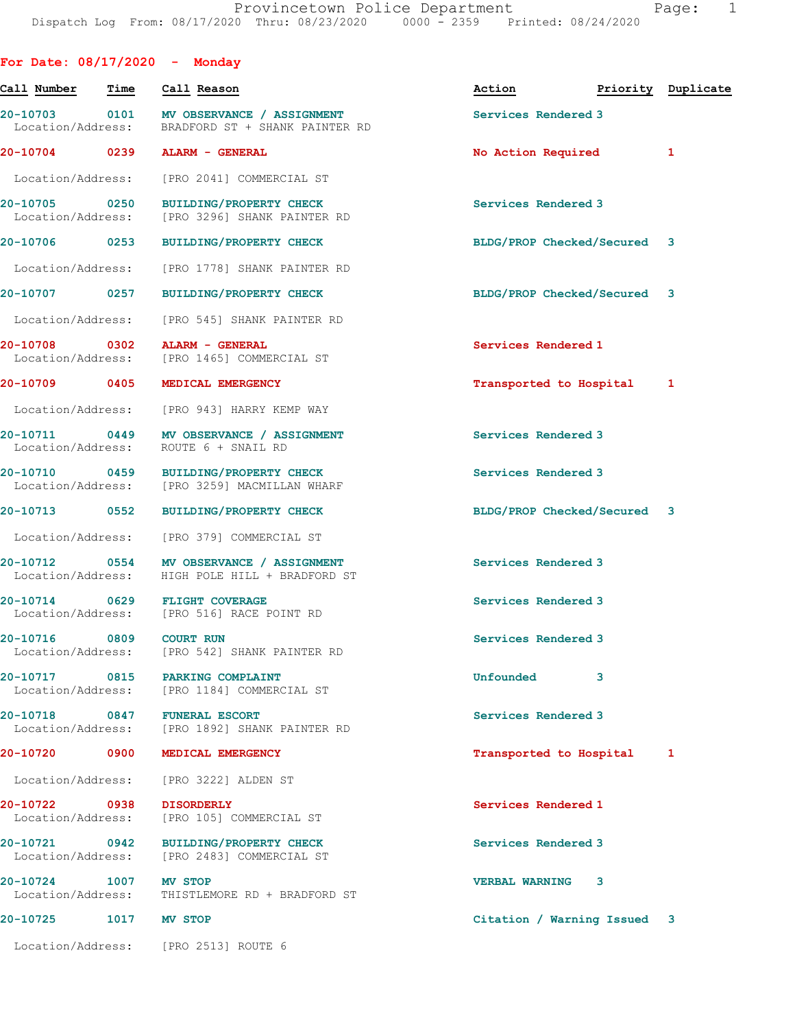Provincetown Police Department
Dispatch Log From: 08/17/2020 Thru: 08/23/2020 0000 - 2359 Printed: 08/24/2020

## For Date: 08/17/2020 - Monday

| Call Number | Time | Call Reason | Action | Priority | Duplicate |
|---|---|---|---|---|---|
| 20-10703 | 0101 | MV OBSERVANCE / ASSIGNMENT | Services Rendered | 3 | |
| Location/Address: | | BRADFORD ST + SHANK PAINTER RD | | | |
| 20-10704 | 0239 | ALARM - GENERAL | No Action Required | 1 | |
| Location/Address: | | [PRO 2041] COMMERCIAL ST | | | |
| 20-10705 | 0250 | BUILDING/PROPERTY CHECK | Services Rendered | 3 | |
| Location/Address: | | [PRO 3296] SHANK PAINTER RD | | | |
| 20-10706 | 0253 | BUILDING/PROPERTY CHECK | BLDG/PROP Checked/Secured | 3 | |
| Location/Address: | | [PRO 1778] SHANK PAINTER RD | | | |
| 20-10707 | 0257 | BUILDING/PROPERTY CHECK | BLDG/PROP Checked/Secured | 3 | |
| Location/Address: | | [PRO 545] SHANK PAINTER RD | | | |
| 20-10708 | 0302 | ALARM - GENERAL | Services Rendered | 1 | |
| Location/Address: | | [PRO 1465] COMMERCIAL ST | | | |
| 20-10709 | 0405 | MEDICAL EMERGENCY | Transported to Hospital | 1 | |
| Location/Address: | | [PRO 943] HARRY KEMP WAY | | | |
| 20-10711 | 0449 | MV OBSERVANCE / ASSIGNMENT | Services Rendered | 3 | |
| Location/Address: | | ROUTE 6 + SNAIL RD | | | |
| 20-10710 | 0459 | BUILDING/PROPERTY CHECK | Services Rendered | 3 | |
| Location/Address: | | [PRO 3259] MACMILLAN WHARF | | | |
| 20-10713 | 0552 | BUILDING/PROPERTY CHECK | BLDG/PROP Checked/Secured | 3 | |
| Location/Address: | | [PRO 379] COMMERCIAL ST | | | |
| 20-10712 | 0554 | MV OBSERVANCE / ASSIGNMENT | Services Rendered | 3 | |
| Location/Address: | | HIGH POLE HILL + BRADFORD ST | | | |
| 20-10714 | 0629 | FLIGHT COVERAGE | Services Rendered | 3 | |
| Location/Address: | | [PRO 516] RACE POINT RD | | | |
| 20-10716 | 0809 | COURT RUN | Services Rendered | 3 | |
| Location/Address: | | [PRO 542] SHANK PAINTER RD | | | |
| 20-10717 | 0815 | PARKING COMPLAINT | Unfounded | 3 | |
| Location/Address: | | [PRO 1184] COMMERCIAL ST | | | |
| 20-10718 | 0847 | FUNERAL ESCORT | Services Rendered | 3 | |
| Location/Address: | | [PRO 1892] SHANK PAINTER RD | | | |
| 20-10720 | 0900 | MEDICAL EMERGENCY | Transported to Hospital | 1 | |
| Location/Address: | | [PRO 3222] ALDEN ST | | | |
| 20-10722 | 0938 | DISORDERLY | Services Rendered | 1 | |
| Location/Address: | | [PRO 105] COMMERCIAL ST | | | |
| 20-10721 | 0942 | BUILDING/PROPERTY CHECK | Services Rendered | 3 | |
| Location/Address: | | [PRO 2483] COMMERCIAL ST | | | |
| 20-10724 | 1007 | MV STOP | VERBAL WARNING | 3 | |
| Location/Address: | | THISTLEMORE RD + BRADFORD ST | | | |
| 20-10725 | 1017 | MV STOP | Citation / Warning Issued | 3 | |
| Location/Address: | | [PRO 2513] ROUTE 6 | | | |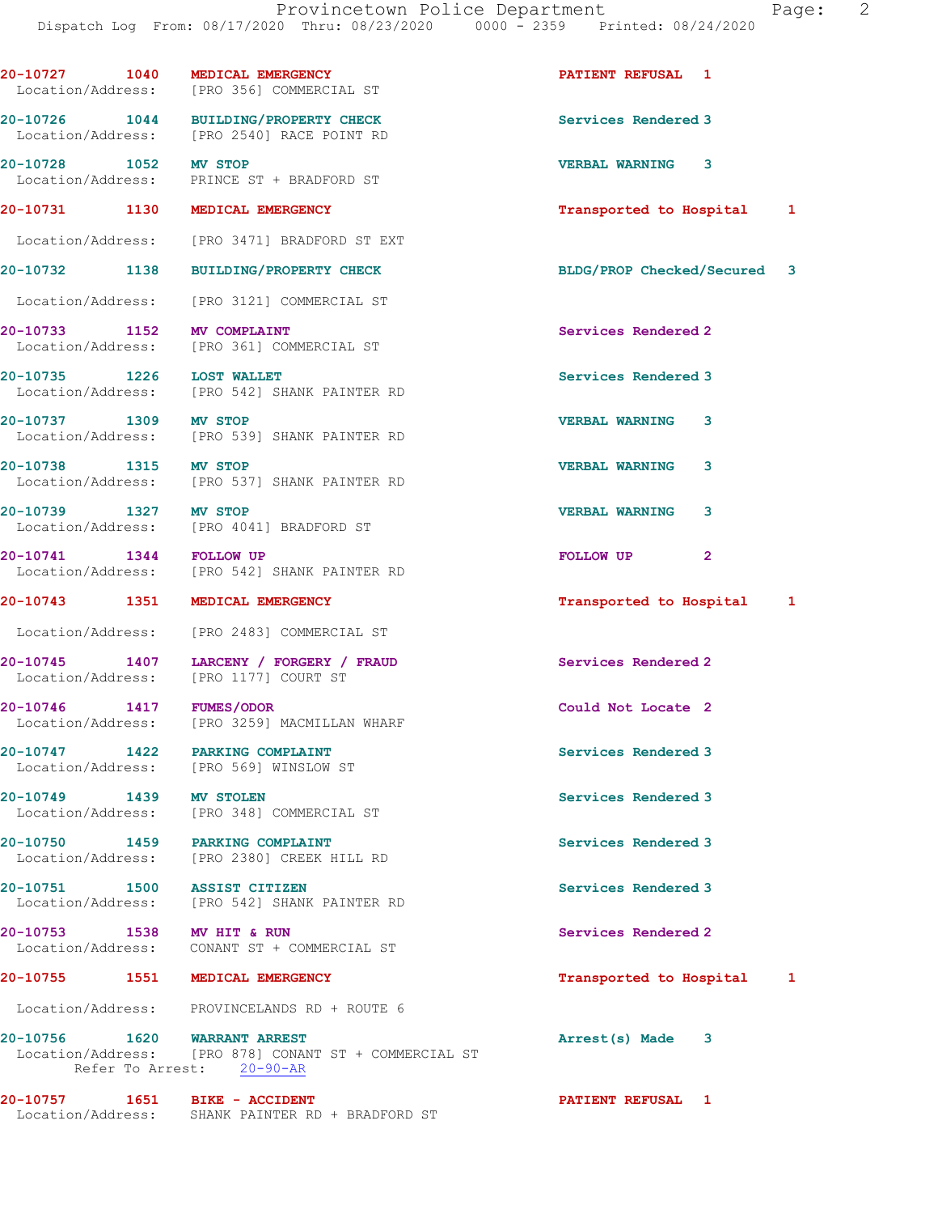20-10727 1040 MEDICAL EMERGENCY PATIENT REFUSAL 1
Location/Address: [PRO 356] COMMERCIAL ST

20-10726 1044 BUILDING/PROPERTY CHECK Services Rendered 3
Location/Address: [PRO 2540] RACE POINT RD

20-10728 1052 MV STOP VERBAL WARNING 3
Location/Address: PRINCE ST + BRADFORD ST

20-10731 1130 MEDICAL EMERGENCY Transported to Hospital 1
Location/Address: [PRO 3471] BRADFORD ST EXT

20-10732 1138 BUILDING/PROPERTY CHECK BLDG/PROP Checked/Secured 3
Location/Address: [PRO 3121] COMMERCIAL ST

20-10733 1152 MV COMPLAINT Services Rendered 2
Location/Address: [PRO 361] COMMERCIAL ST

20-10735 1226 LOST WALLET Services Rendered 3
Location/Address: [PRO 542] SHANK PAINTER RD

20-10737 1309 MV STOP VERBAL WARNING 3
Location/Address: [PRO 539] SHANK PAINTER RD

20-10738 1315 MV STOP VERBAL WARNING 3
Location/Address: [PRO 537] SHANK PAINTER RD

20-10739 1327 MV STOP VERBAL WARNING 3
Location/Address: [PRO 4041] BRADFORD ST

20-10741 1344 FOLLOW UP FOLLOW UP 2
Location/Address: [PRO 542] SHANK PAINTER RD

20-10743 1351 MEDICAL EMERGENCY Transported to Hospital 1
Location/Address: [PRO 2483] COMMERCIAL ST

20-10745 1407 LARCENY / FORGERY / FRAUD Services Rendered 2
Location/Address: [PRO 1177] COURT ST

20-10746 1417 FUMES/ODOR Could Not Locate 2
Location/Address: [PRO 3259] MACMILLAN WHARF

20-10747 1422 PARKING COMPLAINT Services Rendered 3
Location/Address: [PRO 569] WINSLOW ST

20-10749 1439 MV STOLEN Services Rendered 3
Location/Address: [PRO 348] COMMERCIAL ST

20-10750 1459 PARKING COMPLAINT Services Rendered 3
Location/Address: [PRO 2380] CREEK HILL RD

20-10751 1500 ASSIST CITIZEN Services Rendered 3
Location/Address: [PRO 542] SHANK PAINTER RD

20-10753 1538 MV HIT & RUN Services Rendered 2
Location/Address: CONANT ST + COMMERCIAL ST

20-10755 1551 MEDICAL EMERGENCY Transported to Hospital 1
Location/Address: PROVINCELANDS RD + ROUTE 6

20-10756 1620 WARRANT ARREST Arrest(s) Made 3
Location/Address: [PRO 878] CONANT ST + COMMERCIAL ST
Refer To Arrest: 20-90-AR

20-10757 1651 BIKE - ACCIDENT PATIENT REFUSAL 1
Location/Address: SHANK PAINTER RD + BRADFORD ST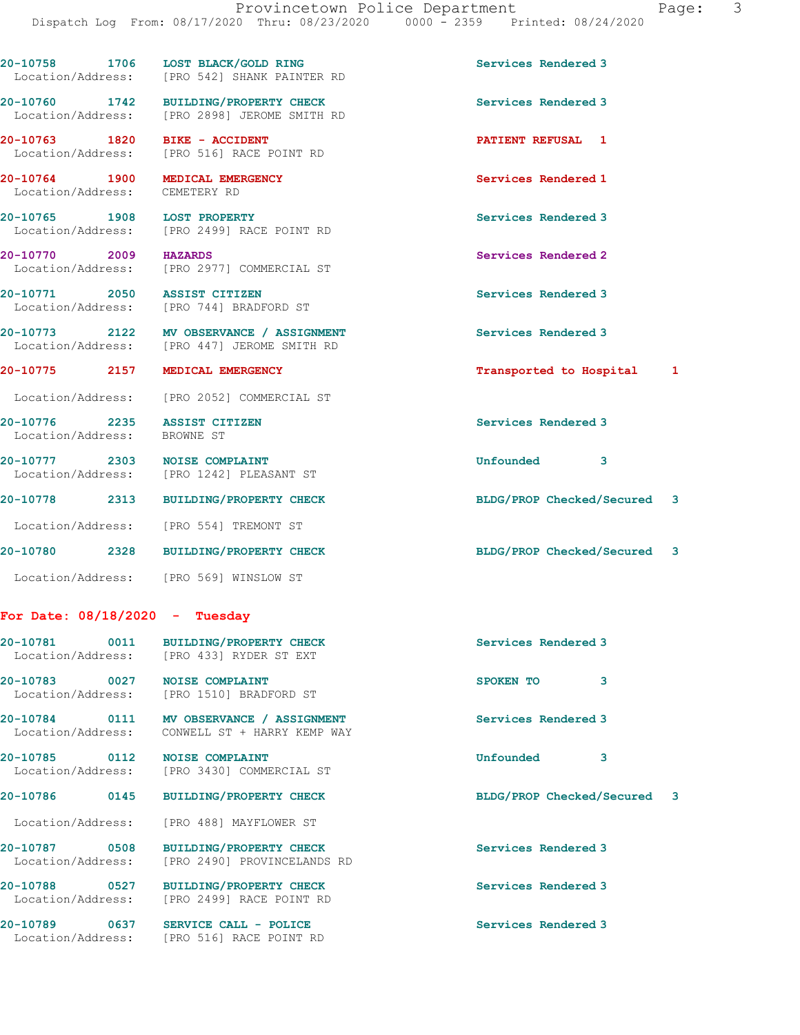20-10758 1706 LOST BLACK/GOLD RING Services Rendered 3
Location/Address: [PRO 542] SHANK PAINTER RD

20-10760 1742 BUILDING/PROPERTY CHECK Services Rendered 3
Location/Address: [PRO 2898] JEROME SMITH RD

20-10763 1820 BIKE - ACCIDENT PATIENT REFUSAL 1
Location/Address: [PRO 516] RACE POINT RD

20-10764 1900 MEDICAL EMERGENCY Services Rendered 1
Location/Address: CEMETERY RD

20-10765 1908 LOST PROPERTY Services Rendered 3
Location/Address: [PRO 2499] RACE POINT RD

20-10770 2009 HAZARDS Services Rendered 2
Location/Address: [PRO 2977] COMMERCIAL ST

20-10771 2050 ASSIST CITIZEN Services Rendered 3
Location/Address: [PRO 744] BRADFORD ST

20-10773 2122 MV OBSERVANCE / ASSIGNMENT Services Rendered 3
Location/Address: [PRO 447] JEROME SMITH RD

20-10775 2157 MEDICAL EMERGENCY Transported to Hospital 1
Location/Address: [PRO 2052] COMMERCIAL ST

20-10776 2235 ASSIST CITIZEN Services Rendered 3
Location/Address: BROWNE ST

20-10777 2303 NOISE COMPLAINT Unfounded 3
Location/Address: [PRO 1242] PLEASANT ST

20-10778 2313 BUILDING/PROPERTY CHECK BLDG/PROP Checked/Secured 3
Location/Address: [PRO 554] TREMONT ST

20-10780 2328 BUILDING/PROPERTY CHECK BLDG/PROP Checked/Secured 3
Location/Address: [PRO 569] WINSLOW ST

**For Date: 08/18/2020 - Tuesday**

20-10781 0011 BUILDING/PROPERTY CHECK Services Rendered 3
Location/Address: [PRO 433] RYDER ST EXT

20-10783 0027 NOISE COMPLAINT SPOKEN TO 3
Location/Address: [PRO 1510] BRADFORD ST

20-10784 0111 MV OBSERVANCE / ASSIGNMENT Services Rendered 3
Location/Address: CONWELL ST + HARRY KEMP WAY

20-10785 0112 NOISE COMPLAINT Unfounded 3
Location/Address: [PRO 3430] COMMERCIAL ST

20-10786 0145 BUILDING/PROPERTY CHECK BLDG/PROP Checked/Secured 3
Location/Address: [PRO 488] MAYFLOWER ST

20-10787 0508 BUILDING/PROPERTY CHECK Services Rendered 3
Location/Address: [PRO 2490] PROVINCELANDS RD

20-10788 0527 BUILDING/PROPERTY CHECK Services Rendered 3
Location/Address: [PRO 2499] RACE POINT RD

20-10789 0637 SERVICE CALL - POLICE Services Rendered 3
Location/Address: [PRO 516] RACE POINT RD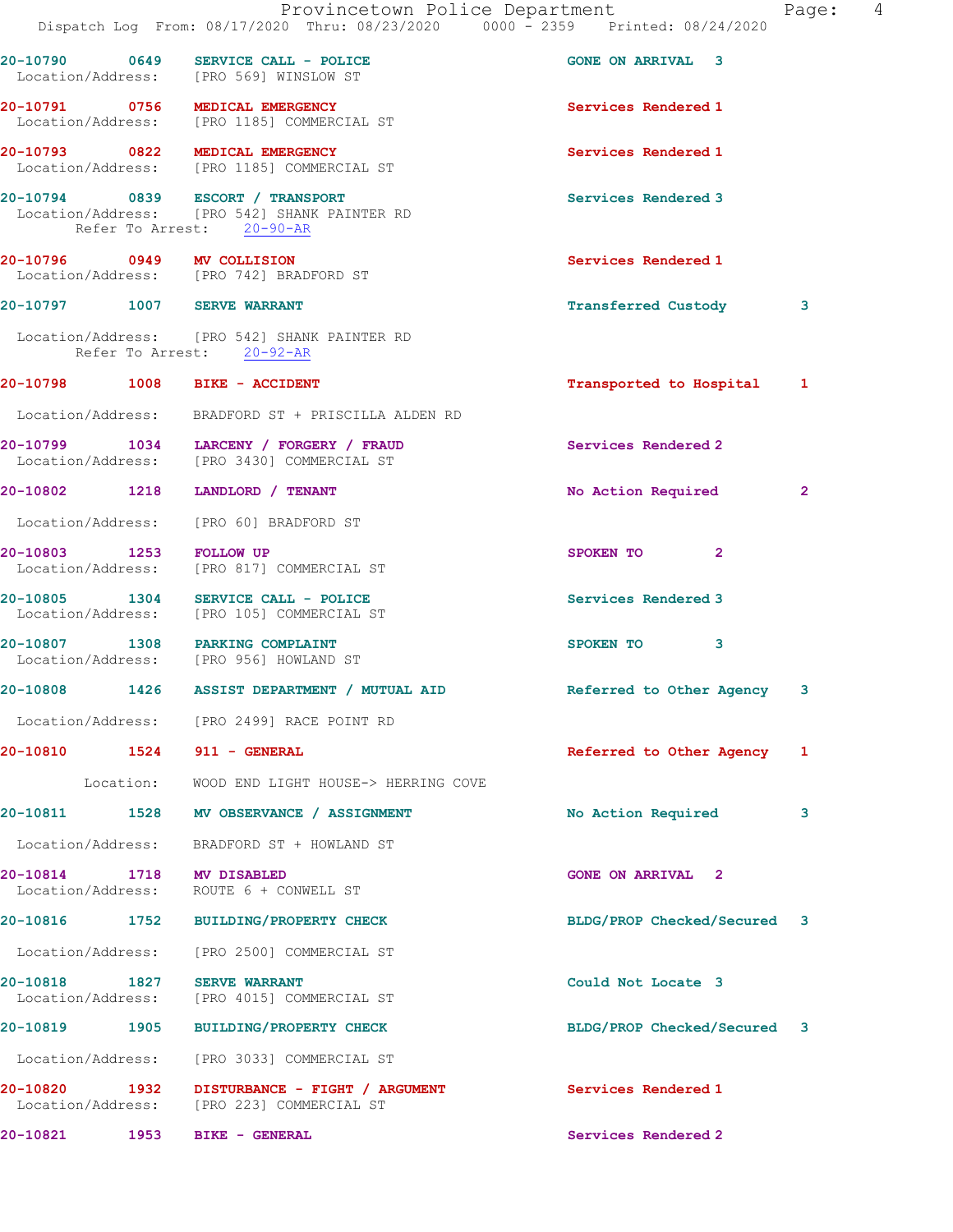20-10790 0649 SERVICE CALL - POLICE GONE ON ARRIVAL 3
Location/Address: [PRO 569] WINSLOW ST

20-10791 0756 MEDICAL EMERGENCY Services Rendered 1
Location/Address: [PRO 1185] COMMERCIAL ST

20-10793 0822 MEDICAL EMERGENCY Services Rendered 1
Location/Address: [PRO 1185] COMMERCIAL ST

20-10794 0839 ESCORT / TRANSPORT Services Rendered 3
Location/Address: [PRO 542] SHANK PAINTER RD
Refer To Arrest: 20-90-AR

20-10796 0949 MV COLLISION Services Rendered 1
Location/Address: [PRO 742] BRADFORD ST

20-10797 1007 SERVE WARRANT Transferred Custody 3
Location/Address: [PRO 542] SHANK PAINTER RD
Refer To Arrest: 20-92-AR

20-10798 1008 BIKE - ACCIDENT Transported to Hospital 1
Location/Address: BRADFORD ST + PRISCILLA ALDEN RD

20-10799 1034 LARCENY / FORGERY / FRAUD Services Rendered 2
Location/Address: [PRO 3430] COMMERCIAL ST

20-10802 1218 LANDLORD / TENANT No Action Required 2
Location/Address: [PRO 60] BRADFORD ST

20-10803 1253 FOLLOW UP SPOKEN TO 2
Location/Address: [PRO 817] COMMERCIAL ST

20-10805 1304 SERVICE CALL - POLICE Services Rendered 3
Location/Address: [PRO 105] COMMERCIAL ST

20-10807 1308 PARKING COMPLAINT SPOKEN TO 3
Location/Address: [PRO 956] HOWLAND ST

20-10808 1426 ASSIST DEPARTMENT / MUTUAL AID Referred to Other Agency 3
Location/Address: [PRO 2499] RACE POINT RD

20-10810 1524 911 - GENERAL Referred to Other Agency 1
Location: WOOD END LIGHT HOUSE-> HERRING COVE

20-10811 1528 MV OBSERVANCE / ASSIGNMENT No Action Required 3
Location/Address: BRADFORD ST + HOWLAND ST

20-10814 1718 MV DISABLED GONE ON ARRIVAL 2
Location/Address: ROUTE 6 + CONWELL ST

20-10816 1752 BUILDING/PROPERTY CHECK BLDG/PROP Checked/Secured 3
Location/Address: [PRO 2500] COMMERCIAL ST

20-10818 1827 SERVE WARRANT Could Not Locate 3
Location/Address: [PRO 4015] COMMERCIAL ST

20-10819 1905 BUILDING/PROPERTY CHECK BLDG/PROP Checked/Secured 3
Location/Address: [PRO 3033] COMMERCIAL ST

20-10820 1932 DISTURBANCE - FIGHT / ARGUMENT Services Rendered 1
Location/Address: [PRO 223] COMMERCIAL ST

20-10821 1953 BIKE - GENERAL Services Rendered 2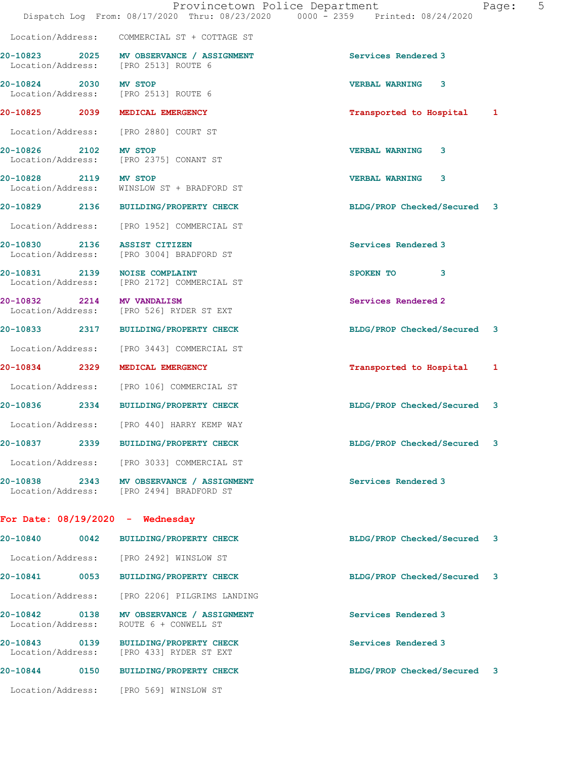Location/Address: COMMERCIAL ST + COTTAGE ST

**20-10823** 2025 **MV OBSERVANCE / ASSIGNMENT** Services Rendered 3
Location/Address: [PRO 2513] ROUTE 6

**20-10824** 2030 **MV STOP** VERBAL WARNING 3
Location/Address: [PRO 2513] ROUTE 6

**20-10825** 2039 **MEDICAL EMERGENCY** Transported to Hospital 1
Location/Address: [PRO 2880] COURT ST

**20-10826** 2102 **MV STOP** VERBAL WARNING 3
Location/Address: [PRO 2375] CONANT ST

**20-10828** 2119 **MV STOP** VERBAL WARNING 3
Location/Address: WINSLOW ST + BRADFORD ST

**20-10829** 2136 **BUILDING/PROPERTY CHECK** BLDG/PROP Checked/Secured 3
Location/Address: [PRO 1952] COMMERCIAL ST

**20-10830** 2136 **ASSIST CITIZEN** Services Rendered 3
Location/Address: [PRO 3004] BRADFORD ST

**20-10831** 2139 **NOISE COMPLAINT** SPOKEN TO 3
Location/Address: [PRO 2172] COMMERCIAL ST

**20-10832** 2214 **MV VANDALISM** Services Rendered 2
Location/Address: [PRO 526] RYDER ST EXT

**20-10833** 2317 **BUILDING/PROPERTY CHECK** BLDG/PROP Checked/Secured 3
Location/Address: [PRO 3443] COMMERCIAL ST

**20-10834** 2329 **MEDICAL EMERGENCY** Transported to Hospital 1
Location/Address: [PRO 106] COMMERCIAL ST

**20-10836** 2334 **BUILDING/PROPERTY CHECK** BLDG/PROP Checked/Secured 3
Location/Address: [PRO 440] HARRY KEMP WAY

**20-10837** 2339 **BUILDING/PROPERTY CHECK** BLDG/PROP Checked/Secured 3
Location/Address: [PRO 3033] COMMERCIAL ST

**20-10838** 2343 **MV OBSERVANCE / ASSIGNMENT** Services Rendered 3
Location/Address: [PRO 2494] BRADFORD ST

## For Date: 08/19/2020 - Wednesday

**20-10840** 0042 **BUILDING/PROPERTY CHECK** BLDG/PROP Checked/Secured 3
Location/Address: [PRO 2492] WINSLOW ST

**20-10841** 0053 **BUILDING/PROPERTY CHECK** BLDG/PROP Checked/Secured 3
Location/Address: [PRO 2206] PILGRIMS LANDING

**20-10842** 0138 **MV OBSERVANCE / ASSIGNMENT** Services Rendered 3
Location/Address: ROUTE 6 + CONWELL ST

**20-10843** 0139 **BUILDING/PROPERTY CHECK** Services Rendered 3
Location/Address: [PRO 433] RYDER ST EXT

**20-10844** 0150 **BUILDING/PROPERTY CHECK** BLDG/PROP Checked/Secured 3
Location/Address: [PRO 569] WINSLOW ST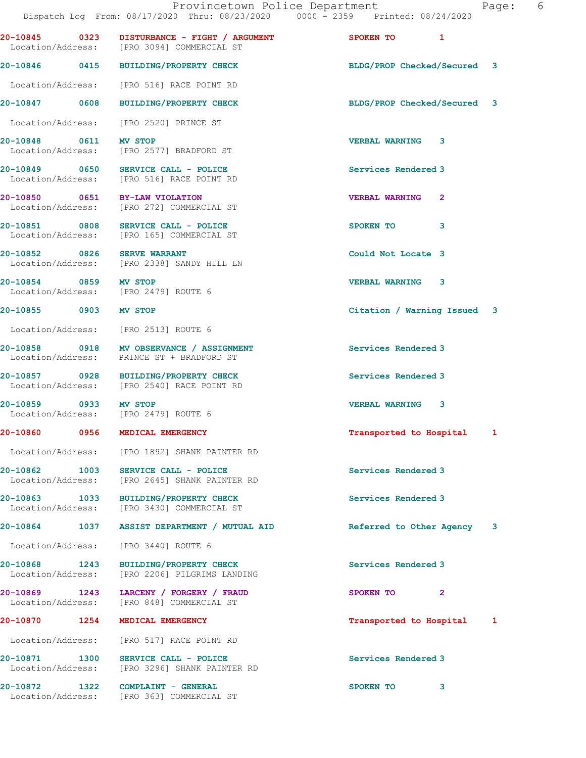20-10845 0323 DISTURBANCE - FIGHT / ARGUMENT SPOKEN TO 1
Location/Address: [PRO 3094] COMMERCIAL ST

20-10846 0415 BUILDING/PROPERTY CHECK BLDG/PROP Checked/Secured 3
Location/Address: [PRO 516] RACE POINT RD

20-10847 0608 BUILDING/PROPERTY CHECK BLDG/PROP Checked/Secured 3
Location/Address: [PRO 2520] PRINCE ST

20-10848 0611 MV STOP VERBAL WARNING 3
Location/Address: [PRO 2577] BRADFORD ST

20-10849 0650 SERVICE CALL - POLICE Services Rendered 3
Location/Address: [PRO 516] RACE POINT RD

20-10850 0651 BY-LAW VIOLATION VERBAL WARNING 2
Location/Address: [PRO 272] COMMERCIAL ST

20-10851 0808 SERVICE CALL - POLICE SPOKEN TO 3
Location/Address: [PRO 165] COMMERCIAL ST

20-10852 0826 SERVE WARRANT Could Not Locate 3
Location/Address: [PRO 2338] SANDY HILL LN

20-10854 0859 MV STOP VERBAL WARNING 3
Location/Address: [PRO 2479] ROUTE 6

20-10855 0903 MV STOP Citation / Warning Issued 3
Location/Address: [PRO 2513] ROUTE 6

20-10858 0918 MV OBSERVANCE / ASSIGNMENT Services Rendered 3
Location/Address: PRINCE ST + BRADFORD ST

20-10857 0928 BUILDING/PROPERTY CHECK Services Rendered 3
Location/Address: [PRO 2540] RACE POINT RD

20-10859 0933 MV STOP VERBAL WARNING 3
Location/Address: [PRO 2479] ROUTE 6

20-10860 0956 MEDICAL EMERGENCY Transported to Hospital 1
Location/Address: [PRO 1892] SHANK PAINTER RD

20-10862 1003 SERVICE CALL - POLICE Services Rendered 3
Location/Address: [PRO 2645] SHANK PAINTER RD

20-10863 1033 BUILDING/PROPERTY CHECK Services Rendered 3
Location/Address: [PRO 3430] COMMERCIAL ST

20-10864 1037 ASSIST DEPARTMENT / MUTUAL AID Referred to Other Agency 3
Location/Address: [PRO 3440] ROUTE 6

20-10868 1243 BUILDING/PROPERTY CHECK Services Rendered 3
Location/Address: [PRO 2206] PILGRIMS LANDING

20-10869 1243 LARCENY / FORGERY / FRAUD SPOKEN TO 2
Location/Address: [PRO 848] COMMERCIAL ST

20-10870 1254 MEDICAL EMERGENCY Transported to Hospital 1
Location/Address: [PRO 517] RACE POINT RD

20-10871 1300 SERVICE CALL - POLICE Services Rendered 3
Location/Address: [PRO 3296] SHANK PAINTER RD

20-10872 1322 COMPLAINT - GENERAL SPOKEN TO 3
Location/Address: [PRO 363] COMMERCIAL ST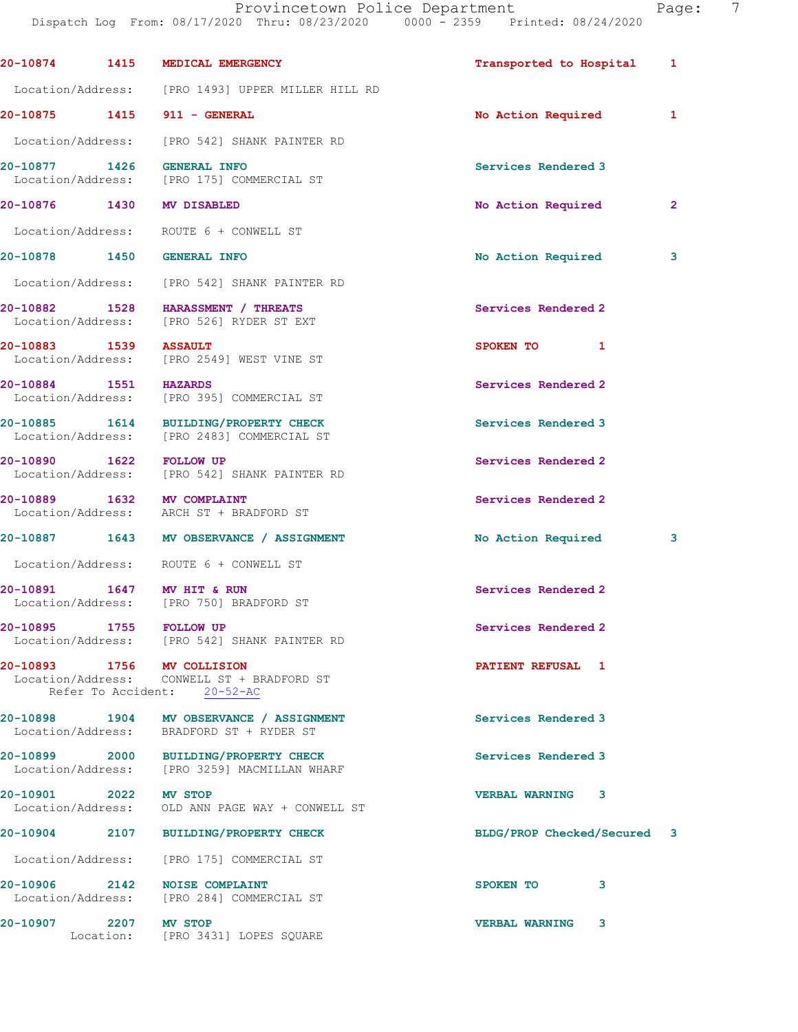| Call # | Time | Call Reason | Action | Priority |
|---|---|---|---|---|
| 20-10874 | 1415 | MEDICAL EMERGENCY | Transported to Hospital | 1 |
| | | Location/Address: [PRO 1493] UPPER MILLER HILL RD | | |
| 20-10875 | 1415 | 911 - GENERAL | No Action Required | 1 |
| | | Location/Address: [PRO 542] SHANK PAINTER RD | | |
| 20-10877 | 1426 | GENERAL INFO | Services Rendered | 3 |
| | | Location/Address: [PRO 175] COMMERCIAL ST | | |
| 20-10876 | 1430 | MV DISABLED | No Action Required | 2 |
| | | Location/Address: ROUTE 6 + CONWELL ST | | |
| 20-10878 | 1450 | GENERAL INFO | No Action Required | 3 |
| | | Location/Address: [PRO 542] SHANK PAINTER RD | | |
| 20-10882 | 1528 | HARASSMENT / THREATS | Services Rendered | 2 |
| | | Location/Address: [PRO 526] RYDER ST EXT | | |
| 20-10883 | 1539 | ASSAULT | SPOKEN TO | 1 |
| | | Location/Address: [PRO 2549] WEST VINE ST | | |
| 20-10884 | 1551 | HAZARDS | Services Rendered | 2 |
| | | Location/Address: [PRO 395] COMMERCIAL ST | | |
| 20-10885 | 1614 | BUILDING/PROPERTY CHECK | Services Rendered | 3 |
| | | Location/Address: [PRO 2483] COMMERCIAL ST | | |
| 20-10890 | 1622 | FOLLOW UP | Services Rendered | 2 |
| | | Location/Address: [PRO 542] SHANK PAINTER RD | | |
| 20-10889 | 1632 | MV COMPLAINT | Services Rendered | 2 |
| | | Location/Address: ARCH ST + BRADFORD ST | | |
| 20-10887 | 1643 | MV OBSERVANCE / ASSIGNMENT | No Action Required | 3 |
| | | Location/Address: ROUTE 6 + CONWELL ST | | |
| 20-10891 | 1647 | MV HIT & RUN | Services Rendered | 2 |
| | | Location/Address: [PRO 750] BRADFORD ST | | |
| 20-10895 | 1755 | FOLLOW UP | Services Rendered | 2 |
| | | Location/Address: [PRO 542] SHANK PAINTER RD | | |
| 20-10893 | 1756 | MV COLLISION | PATIENT REFUSAL | 1 |
| | | Location/Address: CONWELL ST + BRADFORD ST; Refer To Accident: 20-52-AC | | |
| 20-10898 | 1904 | MV OBSERVANCE / ASSIGNMENT | Services Rendered | 3 |
| | | Location/Address: BRADFORD ST + RYDER ST | | |
| 20-10899 | 2000 | BUILDING/PROPERTY CHECK | Services Rendered | 3 |
| | | Location/Address: [PRO 3259] MACMILLAN WHARF | | |
| 20-10901 | 2022 | MV STOP | VERBAL WARNING | 3 |
| | | Location/Address: OLD ANN PAGE WAY + CONWELL ST | | |
| 20-10904 | 2107 | BUILDING/PROPERTY CHECK | BLDG/PROP Checked/Secured | 3 |
| | | Location/Address: [PRO 175] COMMERCIAL ST | | |
| 20-10906 | 2142 | NOISE COMPLAINT | SPOKEN TO | 3 |
| | | Location/Address: [PRO 284] COMMERCIAL ST | | |
| 20-10907 | 2207 | MV STOP | VERBAL WARNING | 3 |
| | | Location: [PRO 3431] LOPES SQUARE | | |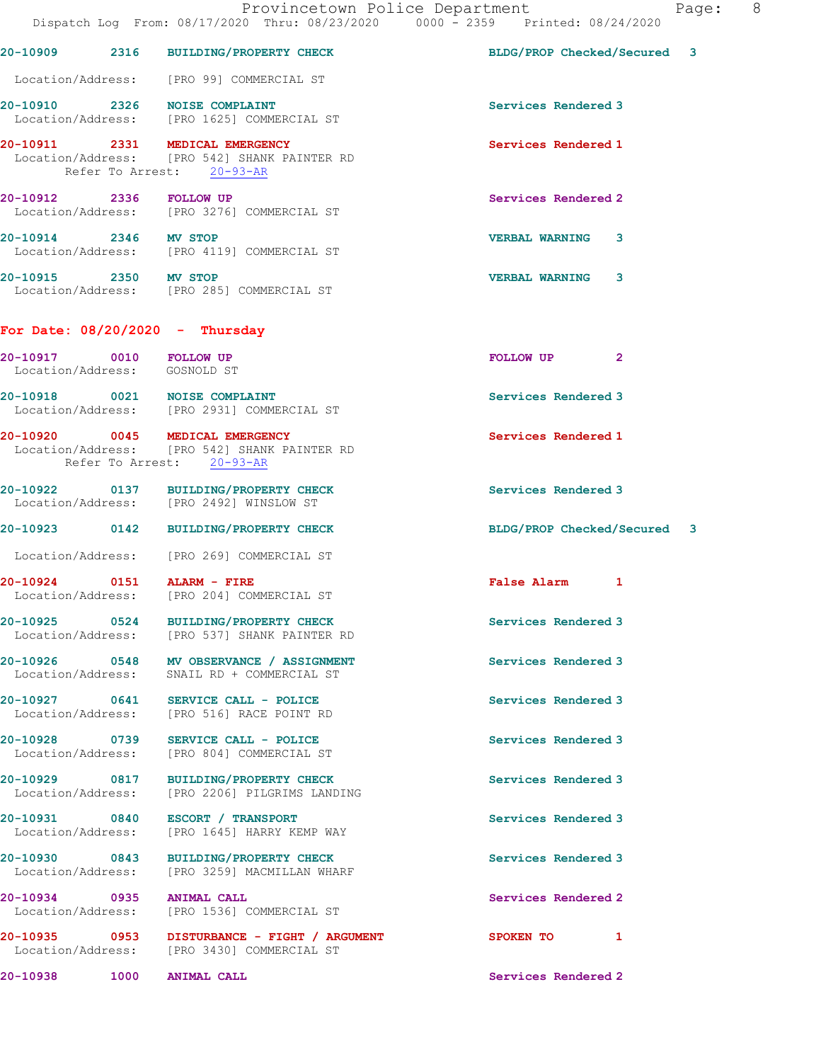**20-10909** 2316 **BUILDING/PROPERTY CHECK** BLDG/PROP Checked/Secured 3
Location/Address: [PRO 99] COMMERCIAL ST

**20-10910** 2326 **NOISE COMPLAINT** Services Rendered 3
Location/Address: [PRO 1625] COMMERCIAL ST

**20-10911** 2331 **MEDICAL EMERGENCY** Services Rendered 1
Location/Address: [PRO 542] SHANK PAINTER RD
Refer To Arrest: 20-93-AR

**20-10912** 2336 **FOLLOW UP** Services Rendered 2
Location/Address: [PRO 3276] COMMERCIAL ST

**20-10914** 2346 **MV STOP** VERBAL WARNING 3
Location/Address: [PRO 4119] COMMERCIAL ST

**20-10915** 2350 **MV STOP** VERBAL WARNING 3
Location/Address: [PRO 285] COMMERCIAL ST

## For Date: 08/20/2020 - Thursday

**20-10917** 0010 **FOLLOW UP** FOLLOW UP 2
Location/Address: GOSNOLD ST

**20-10918** 0021 **NOISE COMPLAINT** Services Rendered 3
Location/Address: [PRO 2931] COMMERCIAL ST

**20-10920** 0045 **MEDICAL EMERGENCY** Services Rendered 1
Location/Address: [PRO 542] SHANK PAINTER RD
Refer To Arrest: 20-93-AR

**20-10922** 0137 **BUILDING/PROPERTY CHECK** Services Rendered 3
Location/Address: [PRO 2492] WINSLOW ST

**20-10923** 0142 **BUILDING/PROPERTY CHECK** BLDG/PROP Checked/Secured 3
Location/Address: [PRO 269] COMMERCIAL ST

**20-10924** 0151 **ALARM - FIRE** False Alarm 1
Location/Address: [PRO 204] COMMERCIAL ST

**20-10925** 0524 **BUILDING/PROPERTY CHECK** Services Rendered 3
Location/Address: [PRO 537] SHANK PAINTER RD

**20-10926** 0548 **MV OBSERVANCE / ASSIGNMENT** Services Rendered 3
Location/Address: SNAIL RD + COMMERCIAL ST

**20-10927** 0641 **SERVICE CALL - POLICE** Services Rendered 3
Location/Address: [PRO 516] RACE POINT RD

**20-10928** 0739 **SERVICE CALL - POLICE** Services Rendered 3
Location/Address: [PRO 804] COMMERCIAL ST

**20-10929** 0817 **BUILDING/PROPERTY CHECK** Services Rendered 3
Location/Address: [PRO 2206] PILGRIMS LANDING

**20-10931** 0840 **ESCORT / TRANSPORT** Services Rendered 3
Location/Address: [PRO 1645] HARRY KEMP WAY

**20-10930** 0843 **BUILDING/PROPERTY CHECK** Services Rendered 3
Location/Address: [PRO 3259] MACMILLAN WHARF

**20-10934** 0935 **ANIMAL CALL** Services Rendered 2
Location/Address: [PRO 1536] COMMERCIAL ST

**20-10935** 0953 **DISTURBANCE - FIGHT / ARGUMENT** SPOKEN TO 1
Location/Address: [PRO 3430] COMMERCIAL ST

**20-10938** 1000 **ANIMAL CALL** Services Rendered 2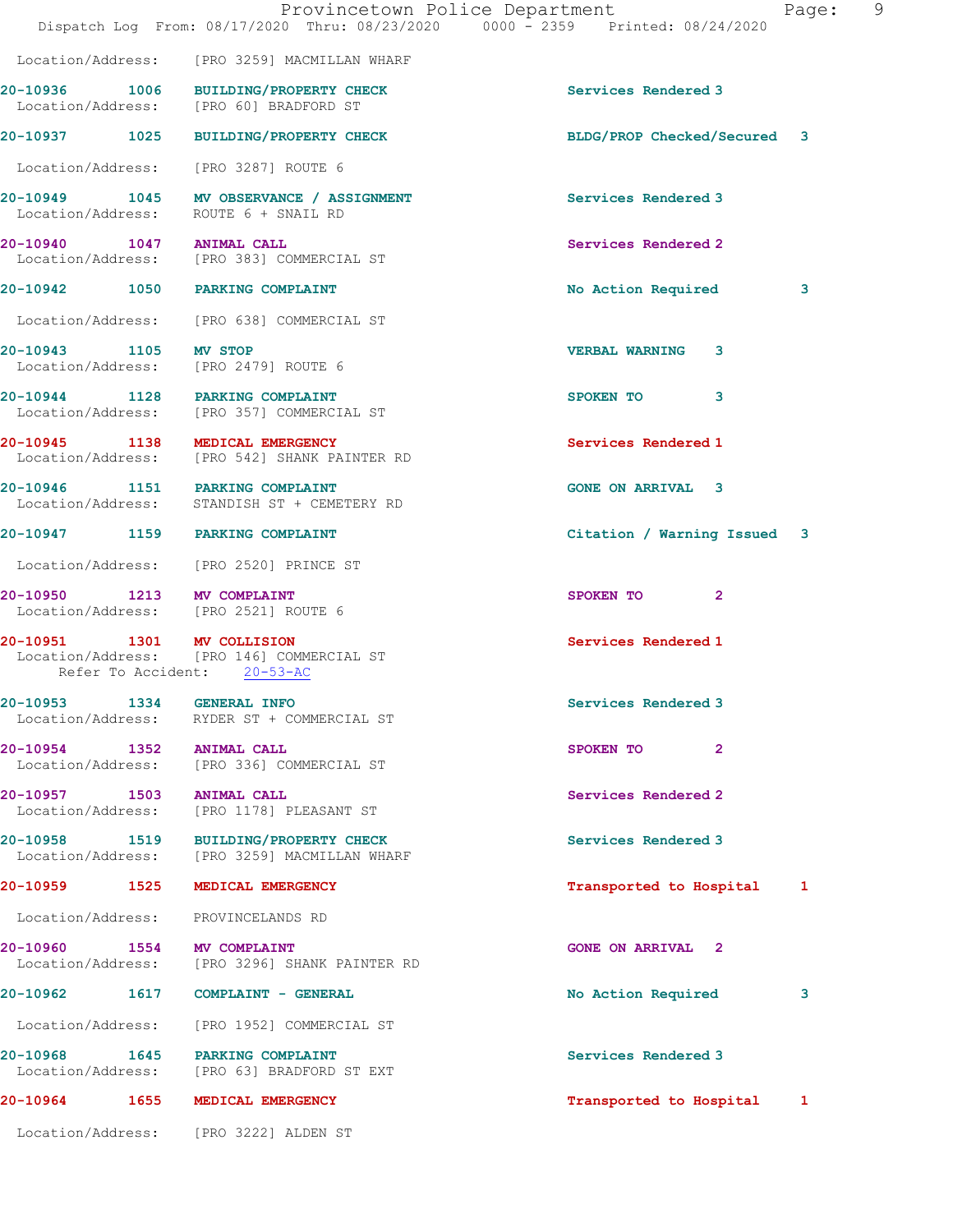Location/Address: [PRO 3259] MACMILLAN WHARF

| | | | | |
|---|---|---|---|---|
| 20-10936 | 1006 | BUILDING/PROPERTY CHECK | Services Rendered | 3 |
| Location/Address: [PRO 60] BRADFORD ST | | | | |
| 20-10937 | 1025 | BUILDING/PROPERTY CHECK | BLDG/PROP Checked/Secured | 3 |
| Location/Address: [PRO 3287] ROUTE 6 | | | | |
| 20-10949 | 1045 | MV OBSERVANCE / ASSIGNMENT | Services Rendered | 3 |
| Location/Address: ROUTE 6 + SNAIL RD | | | | |
| 20-10940 | 1047 | ANIMAL CALL | Services Rendered | 2 |
| Location/Address: [PRO 383] COMMERCIAL ST | | | | |
| 20-10942 | 1050 | PARKING COMPLAINT | No Action Required | 3 |
| Location/Address: [PRO 638] COMMERCIAL ST | | | | |
| 20-10943 | 1105 | MV STOP | VERBAL WARNING | 3 |
| Location/Address: [PRO 2479] ROUTE 6 | | | | |
| 20-10944 | 1128 | PARKING COMPLAINT | SPOKEN TO | 3 |
| Location/Address: [PRO 357] COMMERCIAL ST | | | | |
| 20-10945 | 1138 | MEDICAL EMERGENCY | Services Rendered | 1 |
| Location/Address: [PRO 542] SHANK PAINTER RD | | | | |
| 20-10946 | 1151 | PARKING COMPLAINT | GONE ON ARRIVAL | 3 |
| Location/Address: STANDISH ST + CEMETERY RD | | | | |
| 20-10947 | 1159 | PARKING COMPLAINT | Citation / Warning Issued | 3 |
| Location/Address: [PRO 2520] PRINCE ST | | | | |
| 20-10950 | 1213 | MV COMPLAINT | SPOKEN TO | 2 |
| Location/Address: [PRO 2521] ROUTE 6 | | | | |
| 20-10951 | 1301 | MV COLLISION | Services Rendered | 1 |
| Location/Address: [PRO 146] COMMERCIAL ST<br>Refer To Accident: 20-53-AC | | | | |
| 20-10953 | 1334 | GENERAL INFO | Services Rendered | 3 |
| Location/Address: RYDER ST + COMMERCIAL ST | | | | |
| 20-10954 | 1352 | ANIMAL CALL | SPOKEN TO | 2 |
| Location/Address: [PRO 336] COMMERCIAL ST | | | | |
| 20-10957 | 1503 | ANIMAL CALL | Services Rendered | 2 |
| Location/Address: [PRO 1178] PLEASANT ST | | | | |
| 20-10958 | 1519 | BUILDING/PROPERTY CHECK | Services Rendered | 3 |
| Location/Address: [PRO 3259] MACMILLAN WHARF | | | | |
| 20-10959 | 1525 | MEDICAL EMERGENCY | Transported to Hospital | 1 |
| Location/Address: PROVINCELANDS RD | | | | |
| 20-10960 | 1554 | MV COMPLAINT | GONE ON ARRIVAL | 2 |
| Location/Address: [PRO 3296] SHANK PAINTER RD | | | | |
| 20-10962 | 1617 | COMPLAINT - GENERAL | No Action Required | 3 |
| Location/Address: [PRO 1952] COMMERCIAL ST | | | | |
| 20-10968 | 1645 | PARKING COMPLAINT | Services Rendered | 3 |
| Location/Address: [PRO 63] BRADFORD ST EXT | | | | |
| 20-10964 | 1655 | MEDICAL EMERGENCY | Transported to Hospital | 1 |
| Location/Address: [PRO 3222] ALDEN ST | | | | |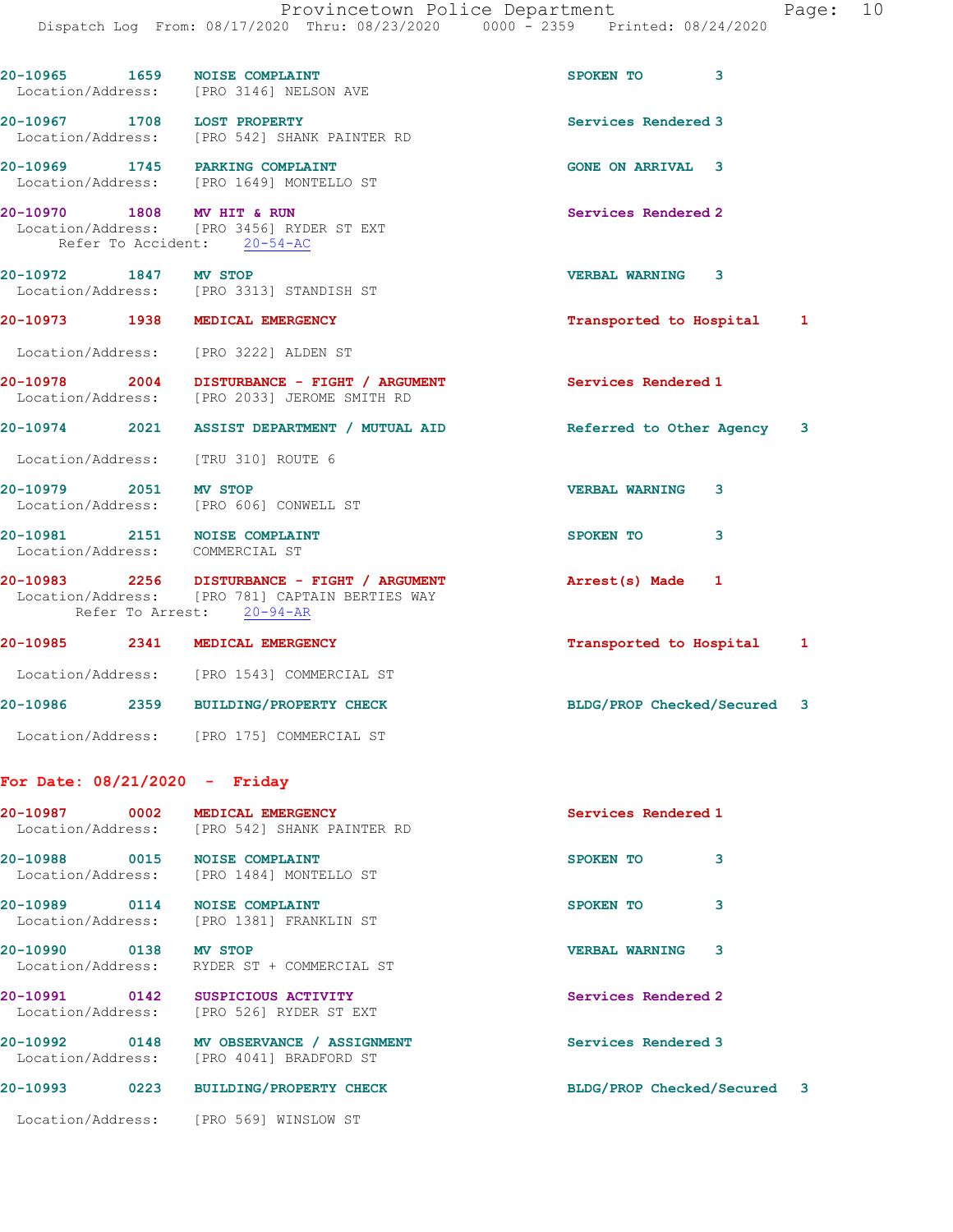20-10965 1659 NOISE COMPLAINT SPOKEN TO 3
Location/Address: [PRO 3146] NELSON AVE

20-10967 1708 LOST PROPERTY Services Rendered 3
Location/Address: [PRO 542] SHANK PAINTER RD

20-10969 1745 PARKING COMPLAINT GONE ON ARRIVAL 3
Location/Address: [PRO 1649] MONTELLO ST

20-10970 1808 MV HIT & RUN Services Rendered 2
Location/Address: [PRO 3456] RYDER ST EXT
Refer To Accident: 20-54-AC

20-10972 1847 MV STOP VERBAL WARNING 3
Location/Address: [PRO 3313] STANDISH ST

20-10973 1938 MEDICAL EMERGENCY Transported to Hospital 1
Location/Address: [PRO 3222] ALDEN ST

20-10978 2004 DISTURBANCE - FIGHT / ARGUMENT Services Rendered 1
Location/Address: [PRO 2033] JEROME SMITH RD

20-10974 2021 ASSIST DEPARTMENT / MUTUAL AID Referred to Other Agency 3
Location/Address: [TRU 310] ROUTE 6

20-10979 2051 MV STOP VERBAL WARNING 3
Location/Address: [PRO 606] CONWELL ST

20-10981 2151 NOISE COMPLAINT SPOKEN TO 3
Location/Address: COMMERCIAL ST

20-10983 2256 DISTURBANCE - FIGHT / ARGUMENT Arrest(s) Made 1
Location/Address: [PRO 781] CAPTAIN BERTIES WAY
Refer To Arrest: 20-94-AR

20-10985 2341 MEDICAL EMERGENCY Transported to Hospital 1
Location/Address: [PRO 1543] COMMERCIAL ST

20-10986 2359 BUILDING/PROPERTY CHECK BLDG/PROP Checked/Secured 3
Location/Address: [PRO 175] COMMERCIAL ST

## For Date: 08/21/2020 - Friday

20-10987 0002 MEDICAL EMERGENCY Services Rendered 1
Location/Address: [PRO 542] SHANK PAINTER RD

20-10988 0015 NOISE COMPLAINT SPOKEN TO 3
Location/Address: [PRO 1484] MONTELLO ST

20-10989 0114 NOISE COMPLAINT SPOKEN TO 3
Location/Address: [PRO 1381] FRANKLIN ST

20-10990 0138 MV STOP VERBAL WARNING 3
Location/Address: RYDER ST + COMMERCIAL ST

20-10991 0142 SUSPICIOUS ACTIVITY Services Rendered 2
Location/Address: [PRO 526] RYDER ST EXT

20-10992 0148 MV OBSERVANCE / ASSIGNMENT Services Rendered 3
Location/Address: [PRO 4041] BRADFORD ST

20-10993 0223 BUILDING/PROPERTY CHECK BLDG/PROP Checked/Secured 3
Location/Address: [PRO 569] WINSLOW ST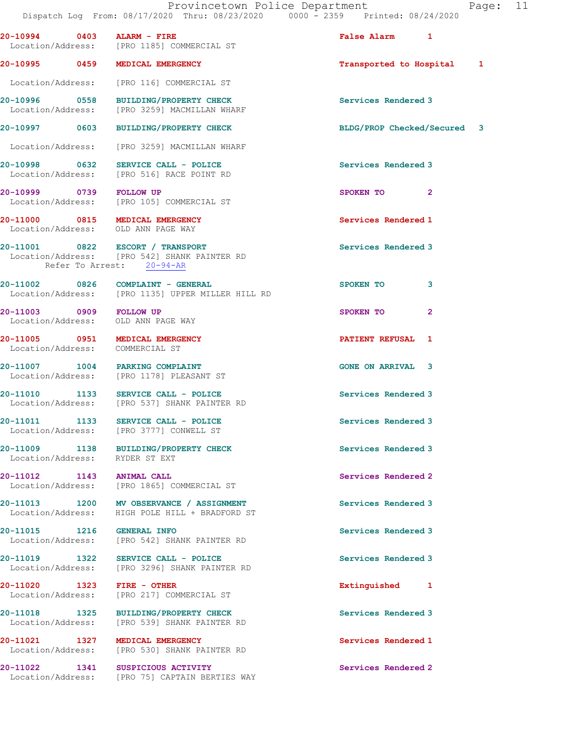**20-10994** 0403 **ALARM - FIRE** — False Alarm 1
Location/Address: [PRO 1185] COMMERCIAL ST

**20-10995** 0459 **MEDICAL EMERGENCY** — Transported to Hospital 1
Location/Address: [PRO 116] COMMERCIAL ST

**20-10996** 0558 **BUILDING/PROPERTY CHECK** — Services Rendered 3
Location/Address: [PRO 3259] MACMILLAN WHARF

**20-10997** 0603 **BUILDING/PROPERTY CHECK** — BLDG/PROP Checked/Secured 3
Location/Address: [PRO 3259] MACMILLAN WHARF

**20-10998** 0632 **SERVICE CALL - POLICE** — Services Rendered 3
Location/Address: [PRO 516] RACE POINT RD

**20-10999** 0739 **FOLLOW UP** — SPOKEN TO 2
Location/Address: [PRO 105] COMMERCIAL ST

**20-11000** 0815 **MEDICAL EMERGENCY** — Services Rendered 1
Location/Address: OLD ANN PAGE WAY

**20-11001** 0822 **ESCORT / TRANSPORT** — Services Rendered 3
Location/Address: [PRO 542] SHANK PAINTER RD
Refer To Arrest: 20-94-AR

**20-11002** 0826 **COMPLAINT - GENERAL** — SPOKEN TO 3
Location/Address: [PRO 1135] UPPER MILLER HILL RD

**20-11003** 0909 **FOLLOW UP** — SPOKEN TO 2
Location/Address: OLD ANN PAGE WAY

**20-11005** 0951 **MEDICAL EMERGENCY** — PATIENT REFUSAL 1
Location/Address: COMMERCIAL ST

**20-11007** 1004 **PARKING COMPLAINT** — GONE ON ARRIVAL 3
Location/Address: [PRO 1178] PLEASANT ST

**20-11010** 1133 **SERVICE CALL - POLICE** — Services Rendered 3
Location/Address: [PRO 537] SHANK PAINTER RD

**20-11011** 1133 **SERVICE CALL - POLICE** — Services Rendered 3
Location/Address: [PRO 3777] CONWELL ST

**20-11009** 1138 **BUILDING/PROPERTY CHECK** — Services Rendered 3
Location/Address: RYDER ST EXT

**20-11012** 1143 **ANIMAL CALL** — Services Rendered 2
Location/Address: [PRO 1865] COMMERCIAL ST

**20-11013** 1200 **MV OBSERVANCE / ASSIGNMENT** — Services Rendered 3
Location/Address: HIGH POLE HILL + BRADFORD ST

**20-11015** 1216 **GENERAL INFO** — Services Rendered 3
Location/Address: [PRO 542] SHANK PAINTER RD

**20-11019** 1322 **SERVICE CALL - POLICE** — Services Rendered 3
Location/Address: [PRO 3296] SHANK PAINTER RD

**20-11020** 1323 **FIRE - OTHER** — Extinguished 1
Location/Address: [PRO 217] COMMERCIAL ST

**20-11018** 1325 **BUILDING/PROPERTY CHECK** — Services Rendered 3
Location/Address: [PRO 539] SHANK PAINTER RD

**20-11021** 1327 **MEDICAL EMERGENCY** — Services Rendered 1
Location/Address: [PRO 530] SHANK PAINTER RD

**20-11022** 1341 **SUSPICIOUS ACTIVITY** — Services Rendered 2
Location/Address: [PRO 75] CAPTAIN BERTIES WAY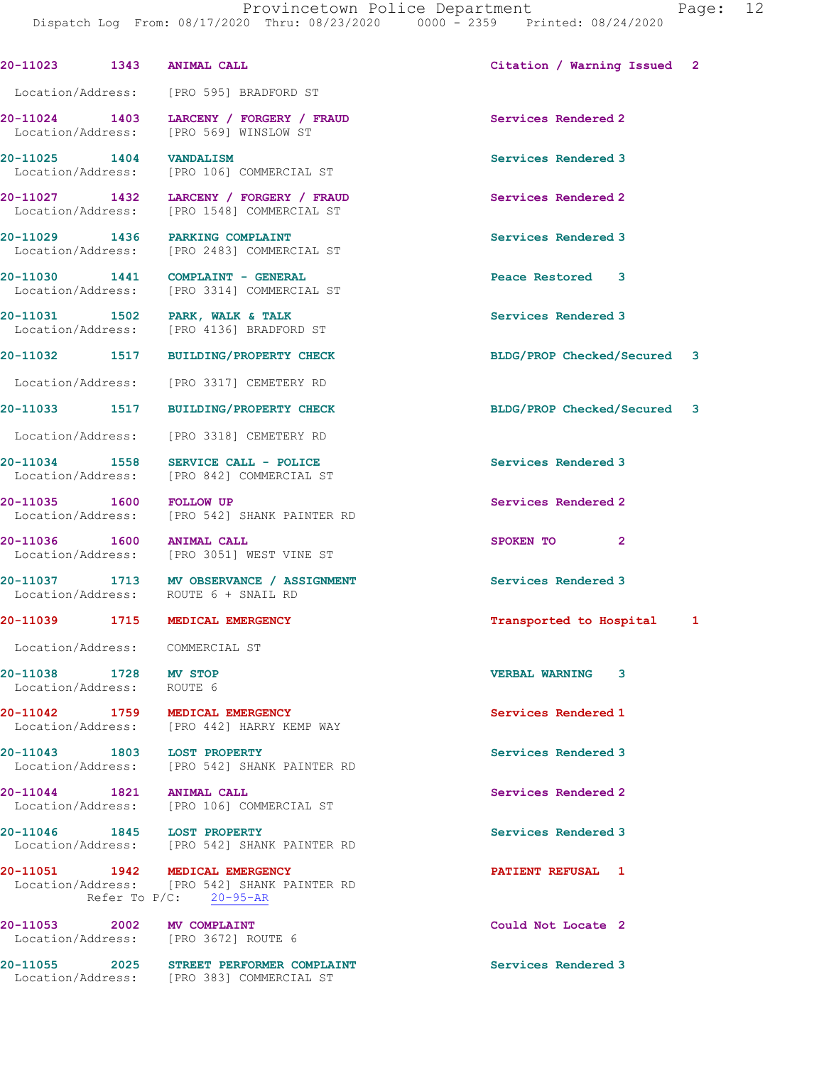| Call Number | Time | Call Reason | Action | Priority |
|---|---|---|---|---|
| 20-11023 | 1343 | ANIMAL CALL | Citation / Warning Issued | 2 |
| Location/Address: [PRO 595] BRADFORD ST | | | | |
| 20-11024 | 1403 | LARCENY / FORGERY / FRAUD | Services Rendered | 2 |
| Location/Address: [PRO 569] WINSLOW ST | | | | |
| 20-11025 | 1404 | VANDALISM | Services Rendered | 3 |
| Location/Address: [PRO 106] COMMERCIAL ST | | | | |
| 20-11027 | 1432 | LARCENY / FORGERY / FRAUD | Services Rendered | 2 |
| Location/Address: [PRO 1548] COMMERCIAL ST | | | | |
| 20-11029 | 1436 | PARKING COMPLAINT | Services Rendered | 3 |
| Location/Address: [PRO 2483] COMMERCIAL ST | | | | |
| 20-11030 | 1441 | COMPLAINT - GENERAL | Peace Restored | 3 |
| Location/Address: [PRO 3314] COMMERCIAL ST | | | | |
| 20-11031 | 1502 | PARK, WALK & TALK | Services Rendered | 3 |
| Location/Address: [PRO 4136] BRADFORD ST | | | | |
| 20-11032 | 1517 | BUILDING/PROPERTY CHECK | BLDG/PROP Checked/Secured | 3 |
| Location/Address: [PRO 3317] CEMETERY RD | | | | |
| 20-11033 | 1517 | BUILDING/PROPERTY CHECK | BLDG/PROP Checked/Secured | 3 |
| Location/Address: [PRO 3318] CEMETERY RD | | | | |
| 20-11034 | 1558 | SERVICE CALL - POLICE | Services Rendered | 3 |
| Location/Address: [PRO 842] COMMERCIAL ST | | | | |
| 20-11035 | 1600 | FOLLOW UP | Services Rendered | 2 |
| Location/Address: [PRO 542] SHANK PAINTER RD | | | | |
| 20-11036 | 1600 | ANIMAL CALL | SPOKEN TO | 2 |
| Location/Address: [PRO 3051] WEST VINE ST | | | | |
| 20-11037 | 1713 | MV OBSERVANCE / ASSIGNMENT | Services Rendered | 3 |
| Location/Address: ROUTE 6 + SNAIL RD | | | | |
| 20-11039 | 1715 | MEDICAL EMERGENCY | Transported to Hospital | 1 |
| Location/Address: COMMERCIAL ST | | | | |
| 20-11038 | 1728 | MV STOP | VERBAL WARNING | 3 |
| Location/Address: ROUTE 6 | | | | |
| 20-11042 | 1759 | MEDICAL EMERGENCY | Services Rendered | 1 |
| Location/Address: [PRO 442] HARRY KEMP WAY | | | | |
| 20-11043 | 1803 | LOST PROPERTY | Services Rendered | 3 |
| Location/Address: [PRO 542] SHANK PAINTER RD | | | | |
| 20-11044 | 1821 | ANIMAL CALL | Services Rendered | 2 |
| Location/Address: [PRO 106] COMMERCIAL ST | | | | |
| 20-11046 | 1845 | LOST PROPERTY | Services Rendered | 3 |
| Location/Address: [PRO 542] SHANK PAINTER RD | | | | |
| 20-11051 | 1942 | MEDICAL EMERGENCY | PATIENT REFUSAL | 1 |
| Location/Address: [PRO 542] SHANK PAINTER RD — Refer To P/C: 20-95-AR | | | | |
| 20-11053 | 2002 | MV COMPLAINT | Could Not Locate | 2 |
| Location/Address: [PRO 3672] ROUTE 6 | | | | |
| 20-11055 | 2025 | STREET PERFORMER COMPLAINT | Services Rendered | 3 |
| Location/Address: [PRO 383] COMMERCIAL ST | | | | |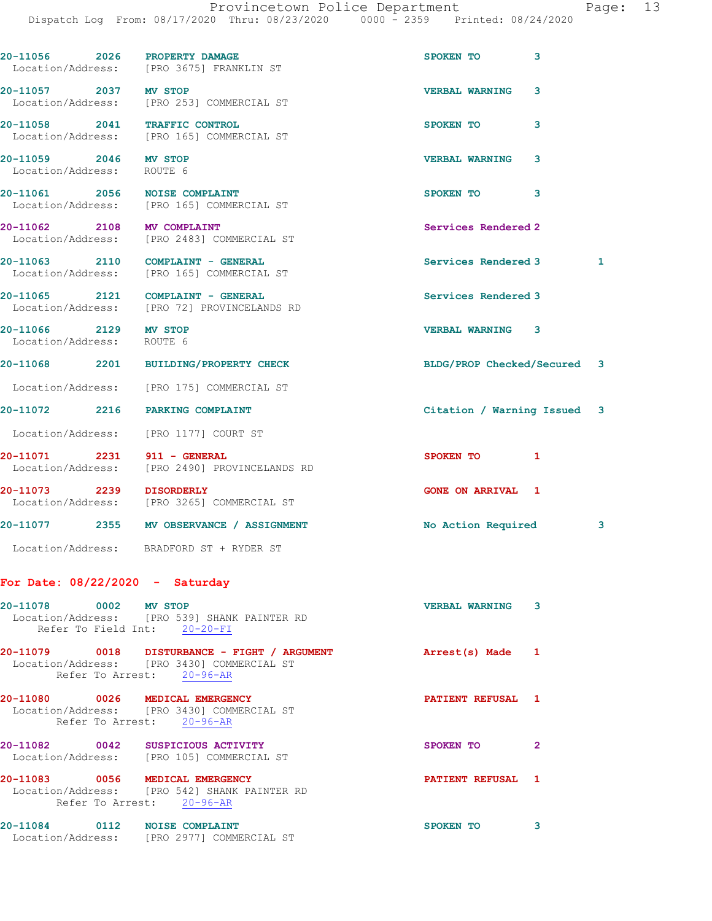20-11056 2026 PROPERTY DAMAGE SPOKEN TO 3
Location/Address: [PRO 3675] FRANKLIN ST

20-11057 2037 MV STOP VERBAL WARNING 3
Location/Address: [PRO 253] COMMERCIAL ST

20-11058 2041 TRAFFIC CONTROL SPOKEN TO 3
Location/Address: [PRO 165] COMMERCIAL ST

20-11059 2046 MV STOP VERBAL WARNING 3
Location/Address: ROUTE 6

20-11061 2056 NOISE COMPLAINT SPOKEN TO 3
Location/Address: [PRO 165] COMMERCIAL ST

20-11062 2108 MV COMPLAINT Services Rendered 2
Location/Address: [PRO 2483] COMMERCIAL ST

20-11063 2110 COMPLAINT - GENERAL Services Rendered 3 1
Location/Address: [PRO 165] COMMERCIAL ST

20-11065 2121 COMPLAINT - GENERAL Services Rendered 3
Location/Address: [PRO 72] PROVINCELANDS RD

20-11066 2129 MV STOP VERBAL WARNING 3
Location/Address: ROUTE 6

20-11068 2201 BUILDING/PROPERTY CHECK BLDG/PROP Checked/Secured 3
Location/Address: [PRO 175] COMMERCIAL ST

20-11072 2216 PARKING COMPLAINT Citation / Warning Issued 3
Location/Address: [PRO 1177] COURT ST

20-11071 2231 911 - GENERAL SPOKEN TO 1
Location/Address: [PRO 2490] PROVINCELANDS RD

20-11073 2239 DISORDERLY GONE ON ARRIVAL 1
Location/Address: [PRO 3265] COMMERCIAL ST

20-11077 2355 MV OBSERVANCE / ASSIGNMENT No Action Required 3
Location/Address: BRADFORD ST + RYDER ST

## For Date: 08/22/2020 - Saturday

20-11078 0002 MV STOP VERBAL WARNING 3
Location/Address: [PRO 539] SHANK PAINTER RD
Refer To Field Int: 20-20-FI

20-11079 0018 DISTURBANCE - FIGHT / ARGUMENT Arrest(s) Made 1
Location/Address: [PRO 3430] COMMERCIAL ST
Refer To Arrest: 20-96-AR

20-11080 0026 MEDICAL EMERGENCY PATIENT REFUSAL 1
Location/Address: [PRO 3430] COMMERCIAL ST
Refer To Arrest: 20-96-AR

20-11082 0042 SUSPICIOUS ACTIVITY SPOKEN TO 2
Location/Address: [PRO 105] COMMERCIAL ST

20-11083 0056 MEDICAL EMERGENCY PATIENT REFUSAL 1
Location/Address: [PRO 542] SHANK PAINTER RD
Refer To Arrest: 20-96-AR

20-11084 0112 NOISE COMPLAINT SPOKEN TO 3
Location/Address: [PRO 2977] COMMERCIAL ST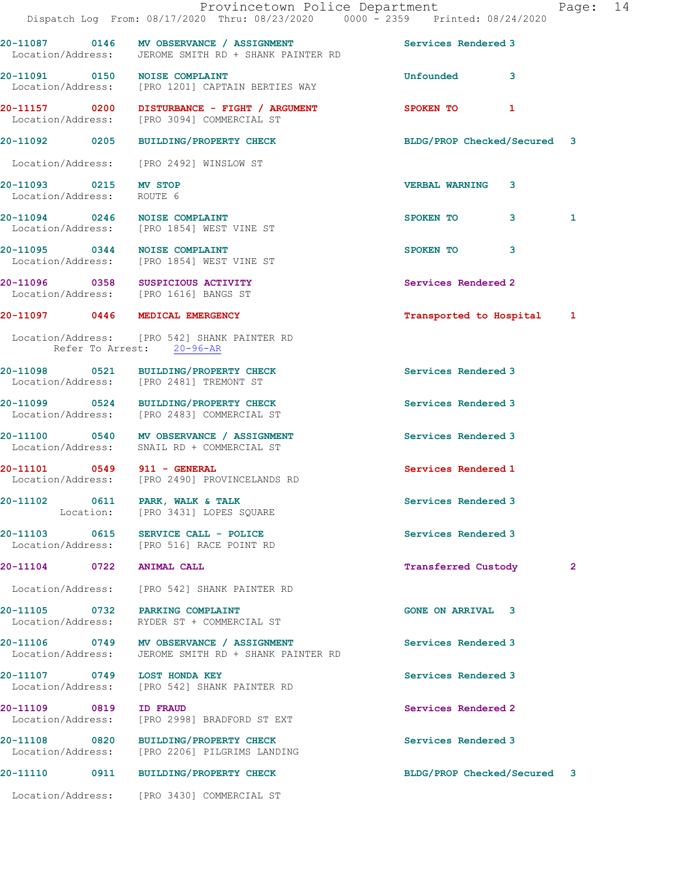20-11087 0146 MV OBSERVANCE / ASSIGNMENT Services Rendered 3
Location/Address: JEROME SMITH RD + SHANK PAINTER RD

20-11091 0150 NOISE COMPLAINT Unfounded 3
Location/Address: [PRO 1201] CAPTAIN BERTIES WAY

20-11157 0200 DISTURBANCE - FIGHT / ARGUMENT SPOKEN TO 1
Location/Address: [PRO 3094] COMMERCIAL ST

20-11092 0205 BUILDING/PROPERTY CHECK BLDG/PROP Checked/Secured 3
Location/Address: [PRO 2492] WINSLOW ST

20-11093 0215 MV STOP VERBAL WARNING 3
Location/Address: ROUTE 6

20-11094 0246 NOISE COMPLAINT SPOKEN TO 3 1
Location/Address: [PRO 1854] WEST VINE ST

20-11095 0344 NOISE COMPLAINT SPOKEN TO 3
Location/Address: [PRO 1854] WEST VINE ST

20-11096 0358 SUSPICIOUS ACTIVITY Services Rendered 2
Location/Address: [PRO 1616] BANGS ST

20-11097 0446 MEDICAL EMERGENCY Transported to Hospital 1
Location/Address: [PRO 542] SHANK PAINTER RD
Refer To Arrest: 20-96-AR

20-11098 0521 BUILDING/PROPERTY CHECK Services Rendered 3
Location/Address: [PRO 2481] TREMONT ST

20-11099 0524 BUILDING/PROPERTY CHECK Services Rendered 3
Location/Address: [PRO 2483] COMMERCIAL ST

20-11100 0540 MV OBSERVANCE / ASSIGNMENT Services Rendered 3
Location/Address: SNAIL RD + COMMERCIAL ST

20-11101 0549 911 - GENERAL Services Rendered 1
Location/Address: [PRO 2490] PROVINCELANDS RD

20-11102 0611 PARK, WALK & TALK Services Rendered 3
Location: [PRO 3431] LOPES SQUARE

20-11103 0615 SERVICE CALL - POLICE Services Rendered 3
Location/Address: [PRO 516] RACE POINT RD

20-11104 0722 ANIMAL CALL Transferred Custody 2
Location/Address: [PRO 542] SHANK PAINTER RD

20-11105 0732 PARKING COMPLAINT GONE ON ARRIVAL 3
Location/Address: RYDER ST + COMMERCIAL ST

20-11106 0749 MV OBSERVANCE / ASSIGNMENT Services Rendered 3
Location/Address: JEROME SMITH RD + SHANK PAINTER RD

20-11107 0749 LOST HONDA KEY Services Rendered 3
Location/Address: [PRO 542] SHANK PAINTER RD

20-11109 0819 ID FRAUD Services Rendered 2
Location/Address: [PRO 2998] BRADFORD ST EXT

20-11108 0820 BUILDING/PROPERTY CHECK Services Rendered 3
Location/Address: [PRO 2206] PILGRIMS LANDING

20-11110 0911 BUILDING/PROPERTY CHECK BLDG/PROP Checked/Secured 3
Location/Address: [PRO 3430] COMMERCIAL ST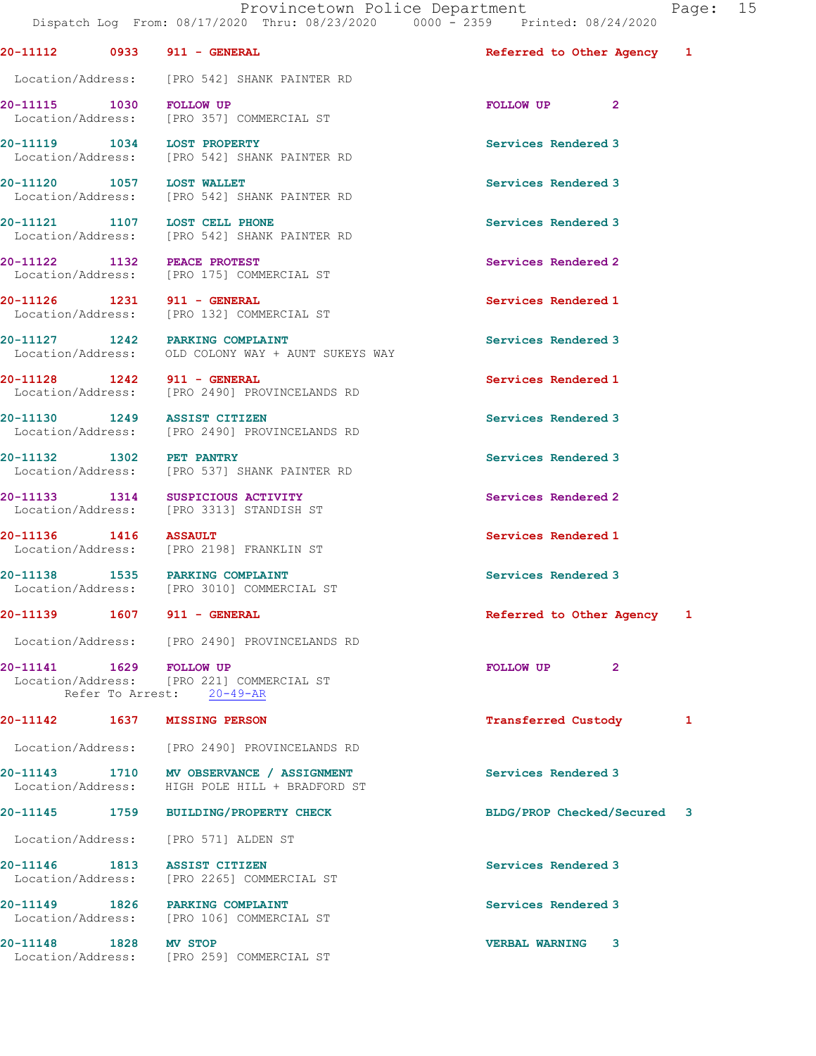20-11112 0933 911 - GENERAL Referred to Other Agency 1

Location/Address: [PRO 542] SHANK PAINTER RD

20-11115 1030 FOLLOW UP FOLLOW UP 2
Location/Address: [PRO 357] COMMERCIAL ST

20-11119 1034 LOST PROPERTY Services Rendered 3
Location/Address: [PRO 542] SHANK PAINTER RD

20-11120 1057 LOST WALLET Services Rendered 3
Location/Address: [PRO 542] SHANK PAINTER RD

20-11121 1107 LOST CELL PHONE Services Rendered 3
Location/Address: [PRO 542] SHANK PAINTER RD

20-11122 1132 PEACE PROTEST Services Rendered 2
Location/Address: [PRO 175] COMMERCIAL ST

20-11126 1231 911 - GENERAL Services Rendered 1
Location/Address: [PRO 132] COMMERCIAL ST

20-11127 1242 PARKING COMPLAINT Services Rendered 3
Location/Address: OLD COLONY WAY + AUNT SUKEYS WAY

20-11128 1242 911 - GENERAL Services Rendered 1
Location/Address: [PRO 2490] PROVINCELANDS RD

20-11130 1249 ASSIST CITIZEN Services Rendered 3
Location/Address: [PRO 2490] PROVINCELANDS RD

20-11132 1302 PET PANTRY Services Rendered 3
Location/Address: [PRO 537] SHANK PAINTER RD

20-11133 1314 SUSPICIOUS ACTIVITY Services Rendered 2
Location/Address: [PRO 3313] STANDISH ST

20-11136 1416 ASSAULT Services Rendered 1
Location/Address: [PRO 2198] FRANKLIN ST

20-11138 1535 PARKING COMPLAINT Services Rendered 3
Location/Address: [PRO 3010] COMMERCIAL ST

20-11139 1607 911 - GENERAL Referred to Other Agency 1

Location/Address: [PRO 2490] PROVINCELANDS RD

20-11141 1629 FOLLOW UP FOLLOW UP 2
Location/Address: [PRO 221] COMMERCIAL ST
Refer To Arrest: 20-49-AR

20-11142 1637 MISSING PERSON Transferred Custody 1

Location/Address: [PRO 2490] PROVINCELANDS RD

20-11143 1710 MV OBSERVANCE / ASSIGNMENT Services Rendered 3
Location/Address: HIGH POLE HILL + BRADFORD ST

20-11145 1759 BUILDING/PROPERTY CHECK BLDG/PROP Checked/Secured 3

Location/Address: [PRO 571] ALDEN ST

20-11146 1813 ASSIST CITIZEN Services Rendered 3
Location/Address: [PRO 2265] COMMERCIAL ST

20-11149 1826 PARKING COMPLAINT Services Rendered 3
Location/Address: [PRO 106] COMMERCIAL ST

20-11148 1828 MV STOP VERBAL WARNING 3
Location/Address: [PRO 259] COMMERCIAL ST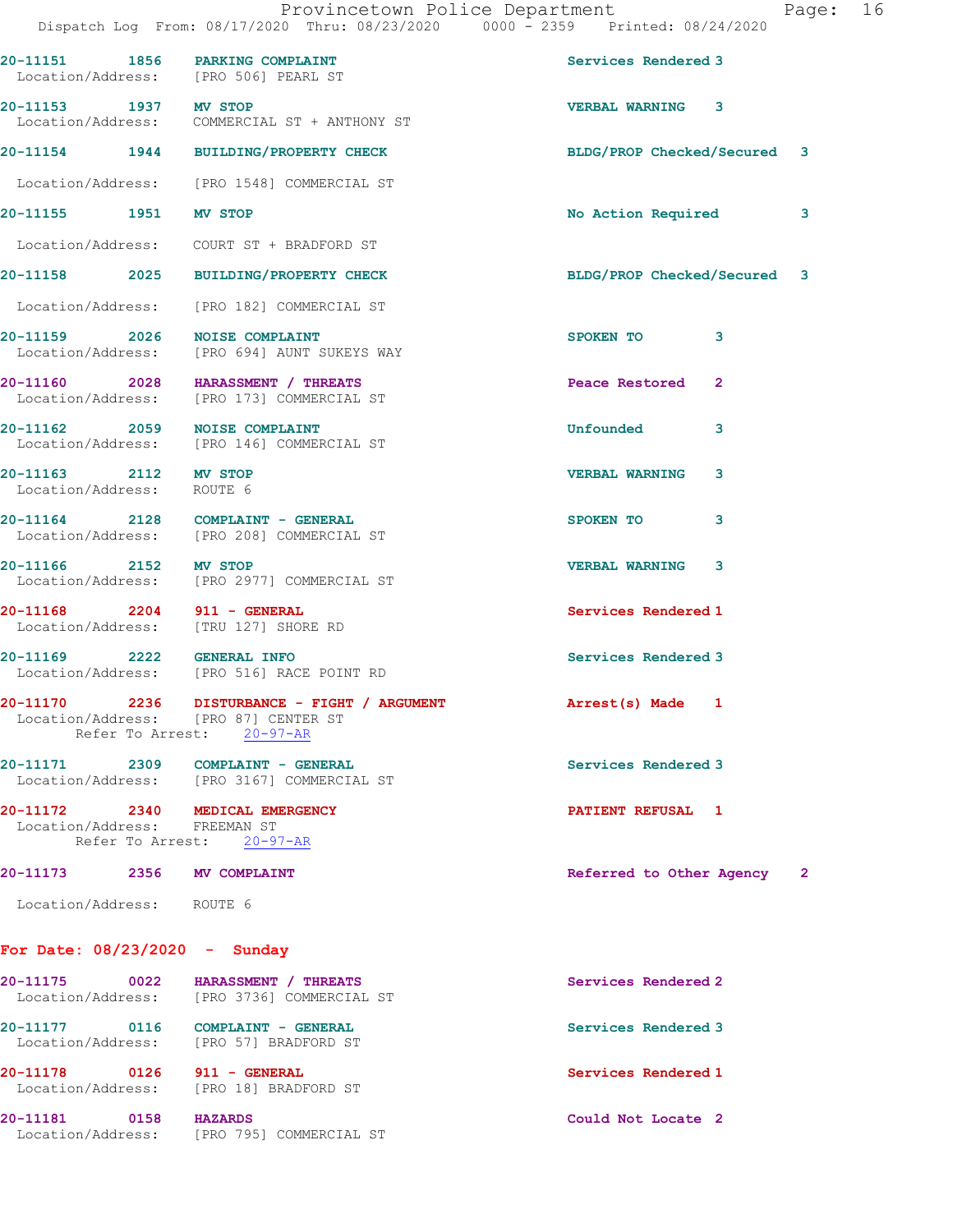20-11151 1856 PARKING COMPLAINT Services Rendered 3
Location/Address: [PRO 506] PEARL ST

20-11153 1937 MV STOP VERBAL WARNING 3
Location/Address: COMMERCIAL ST + ANTHONY ST

20-11154 1944 BUILDING/PROPERTY CHECK BLDG/PROP Checked/Secured 3
Location/Address: [PRO 1548] COMMERCIAL ST

20-11155 1951 MV STOP No Action Required 3
Location/Address: COURT ST + BRADFORD ST

20-11158 2025 BUILDING/PROPERTY CHECK BLDG/PROP Checked/Secured 3
Location/Address: [PRO 182] COMMERCIAL ST

20-11159 2026 NOISE COMPLAINT SPOKEN TO 3
Location/Address: [PRO 694] AUNT SUKEYS WAY

20-11160 2028 HARASSMENT / THREATS Peace Restored 2
Location/Address: [PRO 173] COMMERCIAL ST

20-11162 2059 NOISE COMPLAINT Unfounded 3
Location/Address: [PRO 146] COMMERCIAL ST

20-11163 2112 MV STOP VERBAL WARNING 3
Location/Address: ROUTE 6

20-11164 2128 COMPLAINT - GENERAL SPOKEN TO 3
Location/Address: [PRO 208] COMMERCIAL ST

20-11166 2152 MV STOP VERBAL WARNING 3
Location/Address: [PRO 2977] COMMERCIAL ST

20-11168 2204 911 - GENERAL Services Rendered 1
Location/Address: [TRU 127] SHORE RD

20-11169 2222 GENERAL INFO Services Rendered 3
Location/Address: [PRO 516] RACE POINT RD

20-11170 2236 DISTURBANCE - FIGHT / ARGUMENT Arrest(s) Made 1
Location/Address: [PRO 87] CENTER ST
Refer To Arrest: 20-97-AR

20-11171 2309 COMPLAINT - GENERAL Services Rendered 3
Location/Address: [PRO 3167] COMMERCIAL ST

20-11172 2340 MEDICAL EMERGENCY PATIENT REFUSAL 1
Location/Address: FREEMAN ST
Refer To Arrest: 20-97-AR

20-11173 2356 MV COMPLAINT Referred to Other Agency 2
Location/Address: ROUTE 6

**For Date: 08/23/2020 - Sunday**

20-11175 0022 HARASSMENT / THREATS Services Rendered 2
Location/Address: [PRO 3736] COMMERCIAL ST

20-11177 0116 COMPLAINT - GENERAL Services Rendered 3
Location/Address: [PRO 57] BRADFORD ST

20-11178 0126 911 - GENERAL Services Rendered 1
Location/Address: [PRO 18] BRADFORD ST

20-11181 0158 HAZARDS Could Not Locate 2
Location/Address: [PRO 795] COMMERCIAL ST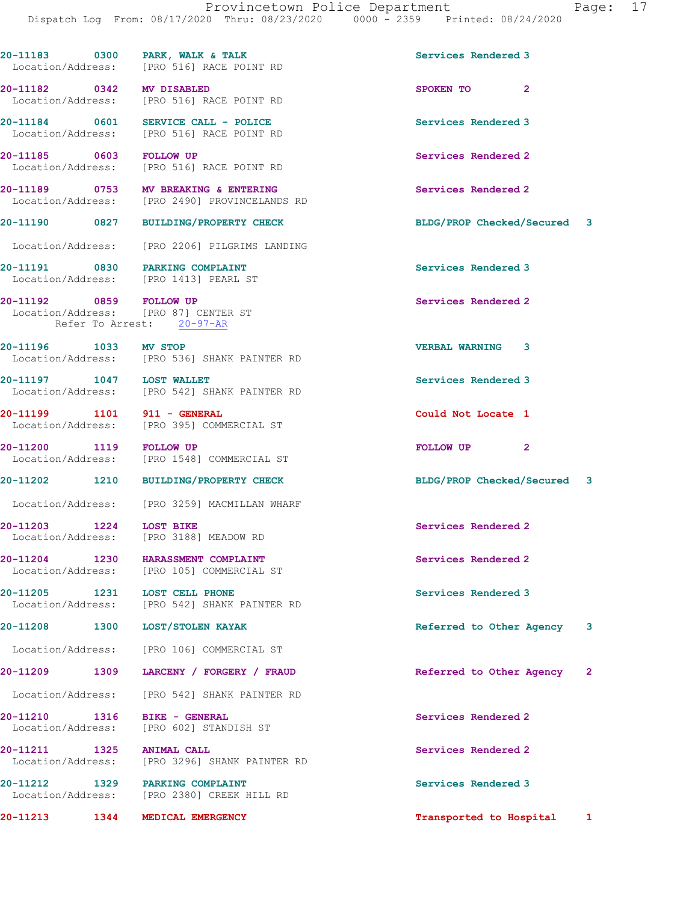20-11183 0300 PARK, WALK & TALK Services Rendered 3
Location/Address: [PRO 516] RACE POINT RD

20-11182 0342 MV DISABLED SPOKEN TO 2
Location/Address: [PRO 516] RACE POINT RD

20-11184 0601 SERVICE CALL - POLICE Services Rendered 3
Location/Address: [PRO 516] RACE POINT RD

20-11185 0603 FOLLOW UP Services Rendered 2
Location/Address: [PRO 516] RACE POINT RD

20-11189 0753 MV BREAKING & ENTERING Services Rendered 2
Location/Address: [PRO 2490] PROVINCELANDS RD

20-11190 0827 BUILDING/PROPERTY CHECK BLDG/PROP Checked/Secured 3
Location/Address: [PRO 2206] PILGRIMS LANDING

20-11191 0830 PARKING COMPLAINT Services Rendered 3
Location/Address: [PRO 1413] PEARL ST

20-11192 0859 FOLLOW UP Services Rendered 2
Location/Address: [PRO 87] CENTER ST
Refer To Arrest: 20-97-AR

20-11196 1033 MV STOP VERBAL WARNING 3
Location/Address: [PRO 536] SHANK PAINTER RD

20-11197 1047 LOST WALLET Services Rendered 3
Location/Address: [PRO 542] SHANK PAINTER RD

20-11199 1101 911 - GENERAL Could Not Locate 1
Location/Address: [PRO 395] COMMERCIAL ST

20-11200 1119 FOLLOW UP FOLLOW UP 2
Location/Address: [PRO 1548] COMMERCIAL ST

20-11202 1210 BUILDING/PROPERTY CHECK BLDG/PROP Checked/Secured 3
Location/Address: [PRO 3259] MACMILLAN WHARF

20-11203 1224 LOST BIKE Services Rendered 2
Location/Address: [PRO 3188] MEADOW RD

20-11204 1230 HARASSMENT COMPLAINT Services Rendered 2
Location/Address: [PRO 105] COMMERCIAL ST

20-11205 1231 LOST CELL PHONE Services Rendered 3
Location/Address: [PRO 542] SHANK PAINTER RD

20-11208 1300 LOST/STOLEN KAYAK Referred to Other Agency 3
Location/Address: [PRO 106] COMMERCIAL ST

20-11209 1309 LARCENY / FORGERY / FRAUD Referred to Other Agency 2
Location/Address: [PRO 542] SHANK PAINTER RD

20-11210 1316 BIKE - GENERAL Services Rendered 2
Location/Address: [PRO 602] STANDISH ST

20-11211 1325 ANIMAL CALL Services Rendered 2
Location/Address: [PRO 3296] SHANK PAINTER RD

20-11212 1329 PARKING COMPLAINT Services Rendered 3
Location/Address: [PRO 2380] CREEK HILL RD

20-11213 1344 MEDICAL EMERGENCY Transported to Hospital 1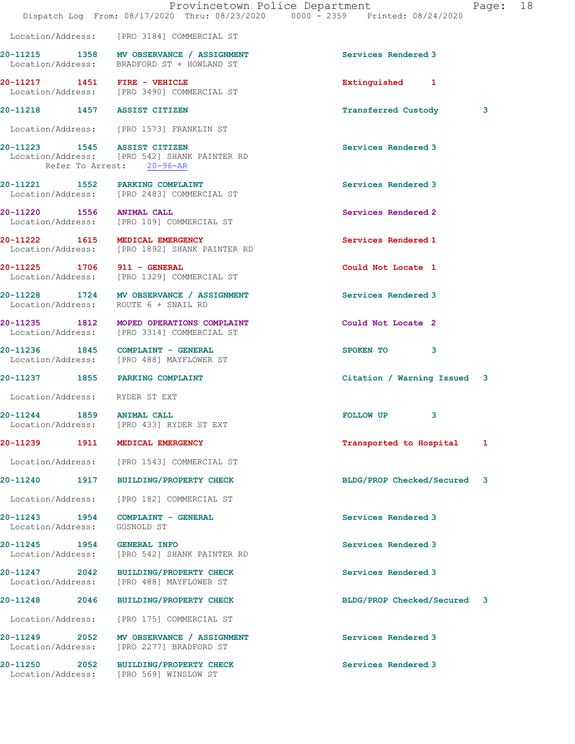Location/Address: [PRO 3184] COMMERCIAL ST

**20-11215** 1358 **MV OBSERVANCE / ASSIGNMENT** Services Rendered 3
Location/Address: BRADFORD ST + HOWLAND ST

**20-11217** 1451 **FIRE - VEHICLE** Extinguished 1
Location/Address: [PRO 3490] COMMERCIAL ST

**20-11218** 1457 **ASSIST CITIZEN** Transferred Custody 3
Location/Address: [PRO 1573] FRANKLIN ST

**20-11223** 1545 **ASSIST CITIZEN** Services Rendered 3
Location/Address: [PRO 542] SHANK PAINTER RD
Refer To Arrest: 20-96-AR

**20-11221** 1552 **PARKING COMPLAINT** Services Rendered 3
Location/Address: [PRO 2483] COMMERCIAL ST

**20-11220** 1556 **ANIMAL CALL** Services Rendered 2
Location/Address: [PRO 109] COMMERCIAL ST

**20-11222** 1615 **MEDICAL EMERGENCY** Services Rendered 1
Location/Address: [PRO 1892] SHANK PAINTER RD

**20-11225** 1706 **911 - GENERAL** Could Not Locate 1
Location/Address: [PRO 1329] COMMERCIAL ST

**20-11228** 1724 **MV OBSERVANCE / ASSIGNMENT** Services Rendered 3
Location/Address: ROUTE 6 + SNAIL RD

**20-11235** 1812 **MOPED OPERATIONS COMPLAINT** Could Not Locate 2
Location/Address: [PRO 3314] COMMERCIAL ST

**20-11236** 1845 **COMPLAINT - GENERAL** SPOKEN TO 3
Location/Address: [PRO 488] MAYFLOWER ST

**20-11237** 1855 **PARKING COMPLAINT** Citation / Warning Issued 3
Location/Address: RYDER ST EXT

**20-11244** 1859 **ANIMAL CALL** FOLLOW UP 3
Location/Address: [PRO 433] RYDER ST EXT

**20-11239** 1911 **MEDICAL EMERGENCY** Transported to Hospital 1
Location/Address: [PRO 1543] COMMERCIAL ST

**20-11240** 1917 **BUILDING/PROPERTY CHECK** BLDG/PROP Checked/Secured 3
Location/Address: [PRO 182] COMMERCIAL ST

**20-11243** 1954 **COMPLAINT - GENERAL** Services Rendered 3
Location/Address: GOSNOLD ST

**20-11245** 1954 **GENERAL INFO** Services Rendered 3
Location/Address: [PRO 542] SHANK PAINTER RD

**20-11247** 2042 **BUILDING/PROPERTY CHECK** Services Rendered 3
Location/Address: [PRO 488] MAYFLOWER ST

**20-11248** 2046 **BUILDING/PROPERTY CHECK** BLDG/PROP Checked/Secured 3
Location/Address: [PRO 175] COMMERCIAL ST

**20-11249** 2052 **MV OBSERVANCE / ASSIGNMENT** Services Rendered 3
Location/Address: [PRO 2277] BRADFORD ST

**20-11250** 2052 **BUILDING/PROPERTY CHECK** Services Rendered 3
Location/Address: [PRO 569] WINSLOW ST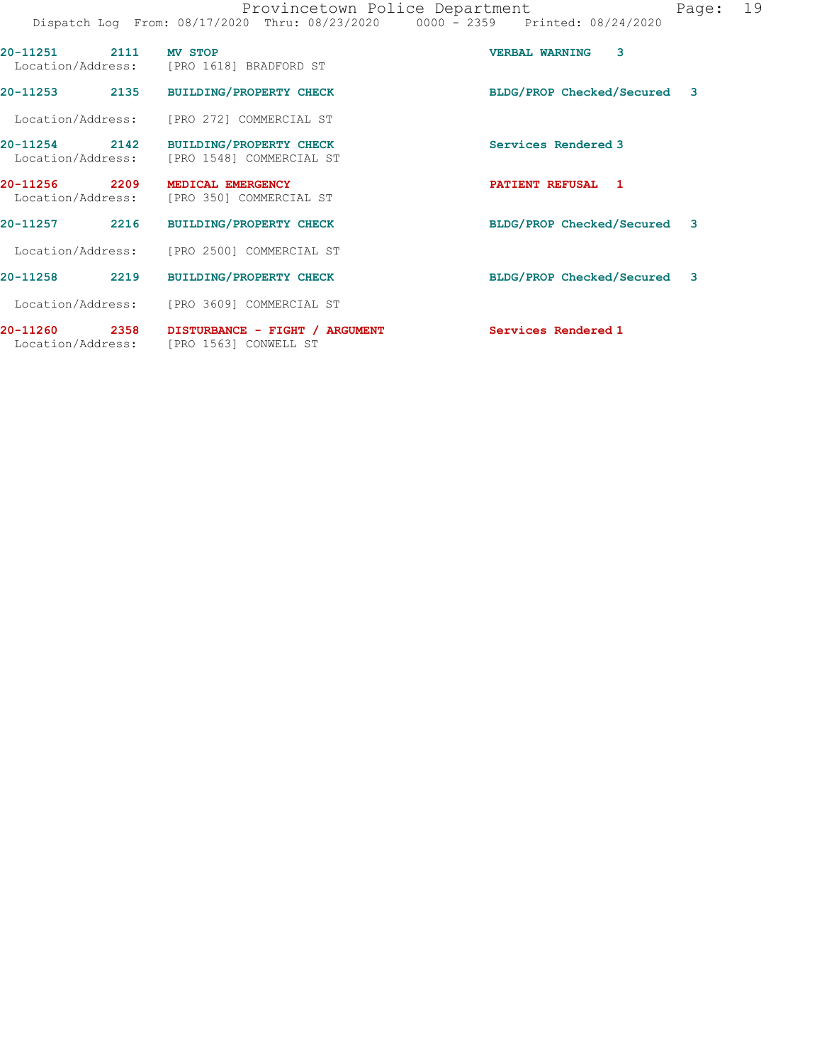20-11251 2111 **MV STOP** **VERBAL WARNING 3**
Location/Address: [PRO 1618] BRADFORD ST

20-11253 2135 **BUILDING/PROPERTY CHECK** **BLDG/PROP Checked/Secured 3**
Location/Address: [PRO 272] COMMERCIAL ST

20-11254 2142 **BUILDING/PROPERTY CHECK** **Services Rendered 3**
Location/Address: [PRO 1548] COMMERCIAL ST

20-11256 2209 **MEDICAL EMERGENCY** **PATIENT REFUSAL 1**
Location/Address: [PRO 350] COMMERCIAL ST

20-11257 2216 **BUILDING/PROPERTY CHECK** **BLDG/PROP Checked/Secured 3**
Location/Address: [PRO 2500] COMMERCIAL ST

20-11258 2219 **BUILDING/PROPERTY CHECK** **BLDG/PROP Checked/Secured 3**
Location/Address: [PRO 3609] COMMERCIAL ST

20-11260 2358 **DISTURBANCE - FIGHT / ARGUMENT** **Services Rendered 1**
Location/Address: [PRO 1563] CONWELL ST